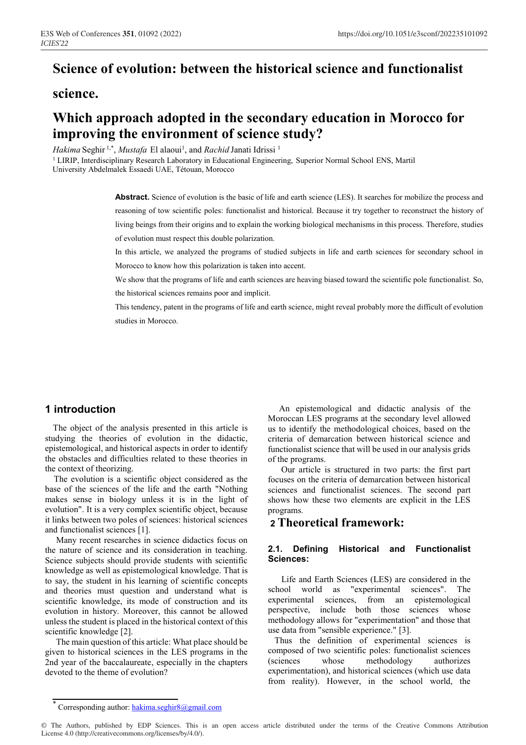# Science of evolution: between the historical science and functionalist science.

# Which approach adopted in the secondary education in Morocco for improving the environment of science study?

*Hakima* Seghir [1,*], *Mustafa* El alaoui[1], and *Rachid* Janati Idrissi [1]

[1] LIRIP, Interdisciplinary Research Laboratory in Educational Engineering, Superior Normal School ENS, Martil University Abdelmalek Essaedi UAE, Tétouan, Morocco

**Abstract.** Science of evolution is the basic of life and earth science (LES). It searches for mobilize the process and reasoning of tow scientific poles: functionalist and historical. Because it try together to reconstruct the history of living beings from their origins and to explain the working biological mechanisms in this process. Therefore, studies of evolution must respect this double polarization.

In this article, we analyzed the programs of studied subjects in life and earth sciences for secondary school in Morocco to know how this polarization is taken into accent.

We show that the programs of life and earth sciences are heaving biased toward the scientific pole functionalist. So, the historical sciences remains poor and implicit.

This tendency, patent in the programs of life and earth science, might reveal probably more the difficult of evolution studies in Morocco.

## 1 introduction

The object of the analysis presented in this article is studying the theories of evolution in the didactic, epistemological, and historical aspects in order to identify the obstacles and difficulties related to these theories in the context of theorizing.

The evolution is a scientific object considered as the base of the sciences of the life and the earth "Nothing makes sense in biology unless it is in the light of evolution". It is a very complex scientific object, because it links between two poles of sciences: historical sciences and functionalist sciences [1].

Many recent researches in science didactics focus on the nature of science and its consideration in teaching. Science subjects should provide students with scientific knowledge as well as epistemological knowledge. That is to say, the student in his learning of scientific concepts and theories must question and understand what is scientific knowledge, its mode of construction and its evolution in history. Moreover, this cannot be allowed unless the student is placed in the historical context of this scientific knowledge [2].

The main question of this article: What place should be given to historical sciences in the LES programs in the 2nd year of the baccalaureate, especially in the chapters devoted to the theme of evolution?

An epistemological and didactic analysis of the Moroccan LES programs at the secondary level allowed us to identify the methodological choices, based on the criteria of demarcation between historical science and functionalist science that will be used in our analysis grids of the programs.

Our article is structured in two parts: the first part focuses on the criteria of demarcation between historical sciences and functionalist sciences. The second part shows how these two elements are explicit in the LES programs.

## 2 Theoretical framework:

### 2.1. Defining Historical and Functionalist Sciences:

Life and Earth Sciences (LES) are considered in the school world as "experimental sciences". The experimental sciences, from an epistemological perspective, include both those sciences whose methodology allows for "experimentation" and those that use data from "sensible experience." [3].

Thus the definition of experimental sciences is composed of two scientific poles: functionalist sciences (sciences whose methodology authorizes experimentation), and historical sciences (which use data from reality). However, in the school world, the

* Corresponding author: hakima.seghir8@gmail.com

© The Authors, published by EDP Sciences. This is an open access article distributed under the terms of the Creative Commons Attribution License 4.0 (http://creativecommons.org/licenses/by/4.0/).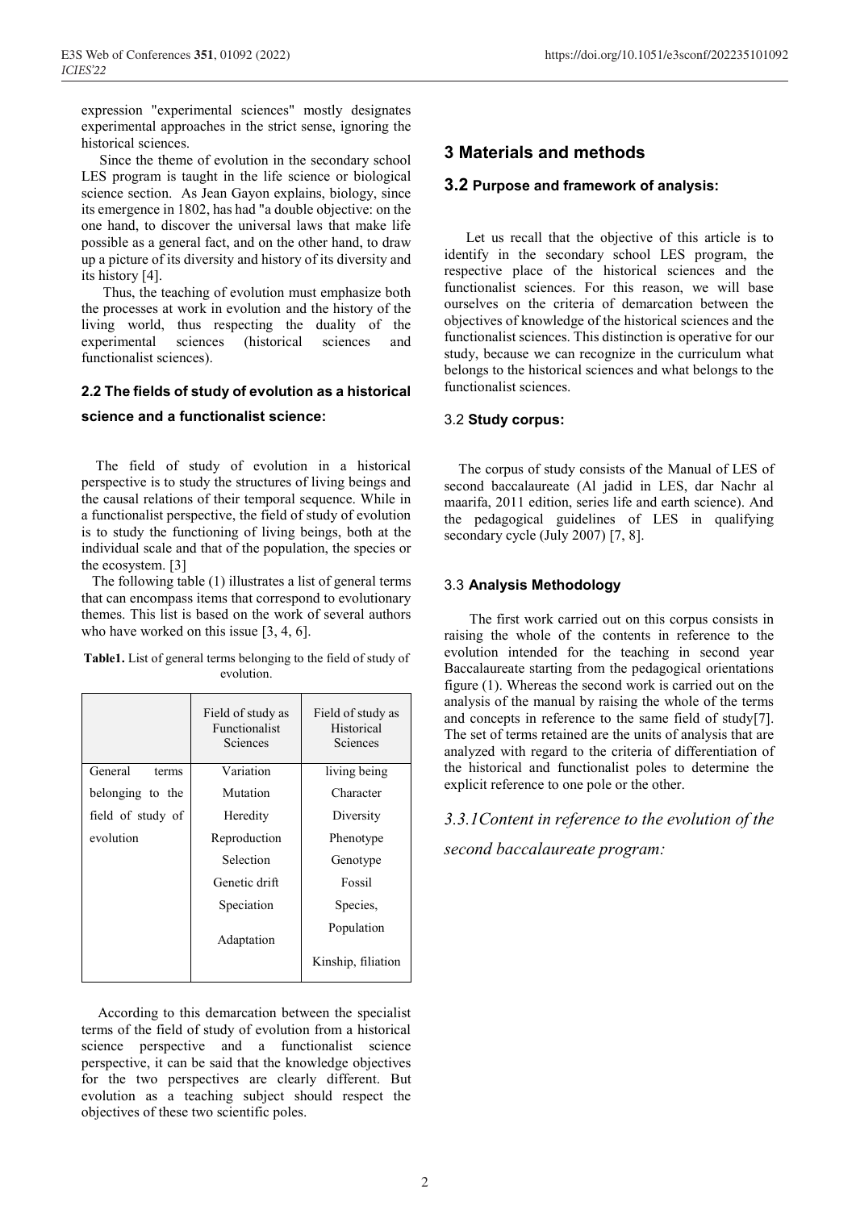expression "experimental sciences" mostly designates experimental approaches in the strict sense, ignoring the historical sciences.

Since the theme of evolution in the secondary school LES program is taught in the life science or biological science section. As Jean Gayon explains, biology, since its emergence in 1802, has had "a double objective: on the one hand, to discover the universal laws that make life possible as a general fact, and on the other hand, to draw up a picture of its diversity and history of its diversity and its history [4].

Thus, the teaching of evolution must emphasize both the processes at work in evolution and the history of the living world, thus respecting the duality of the experimental sciences (historical sciences and functionalist sciences).

### 2.2 The fields of study of evolution as a historical science and a functionalist science:

The field of study of evolution in a historical perspective is to study the structures of living beings and the causal relations of their temporal sequence. While in a functionalist perspective, the field of study of evolution is to study the functioning of living beings, both at the individual scale and that of the population, the species or the ecosystem. [3]

The following table (1) illustrates a list of general terms that can encompass items that correspond to evolutionary themes. This list is based on the work of several authors who have worked on this issue [3, 4, 6].

**Table1.** List of general terms belonging to the field of study of evolution.

| | Field of study as Functionalist Sciences | Field of study as Historical Sciences |
|---|---|---|
| General terms belonging to the field of study of evolution | Variation | living being |
| | Mutation | Character |
| | Heredity | Diversity |
| | Reproduction | Phenotype |
| | Selection | Genotype |
| | Genetic drift | Fossil |
| | Speciation | Species, |
| | Adaptation | Population |
| | | Kinship, filiation |

According to this demarcation between the specialist terms of the field of study of evolution from a historical science perspective and a functionalist science perspective, it can be said that the knowledge objectives for the two perspectives are clearly different. But evolution as a teaching subject should respect the objectives of these two scientific poles.

## 3 Materials and methods

### 3.2 Purpose and framework of analysis:

Let us recall that the objective of this article is to identify in the secondary school LES program, the respective place of the historical sciences and the functionalist sciences. For this reason, we will base ourselves on the criteria of demarcation between the objectives of knowledge of the historical sciences and the functionalist sciences. This distinction is operative for our study, because we can recognize in the curriculum what belongs to the historical sciences and what belongs to the functionalist sciences.

### 3.2 Study corpus:

The corpus of study consists of the Manual of LES of second baccalaureate (Al jadid in LES, dar Nachr al maarifa, 2011 edition, series life and earth science). And the pedagogical guidelines of LES in qualifying secondary cycle (July 2007) [7, 8].

### 3.3 Analysis Methodology

The first work carried out on this corpus consists in raising the whole of the contents in reference to the evolution intended for the teaching in second year Baccalaureate starting from the pedagogical orientations figure (1). Whereas the second work is carried out on the analysis of the manual by raising the whole of the terms and concepts in reference to the same field of study[7]. The set of terms retained are the units of analysis that are analyzed with regard to the criteria of differentiation of the historical and functionalist poles to determine the explicit reference to one pole or the other.

#### *3.3.1Content in reference to the evolution of the second baccalaureate program:*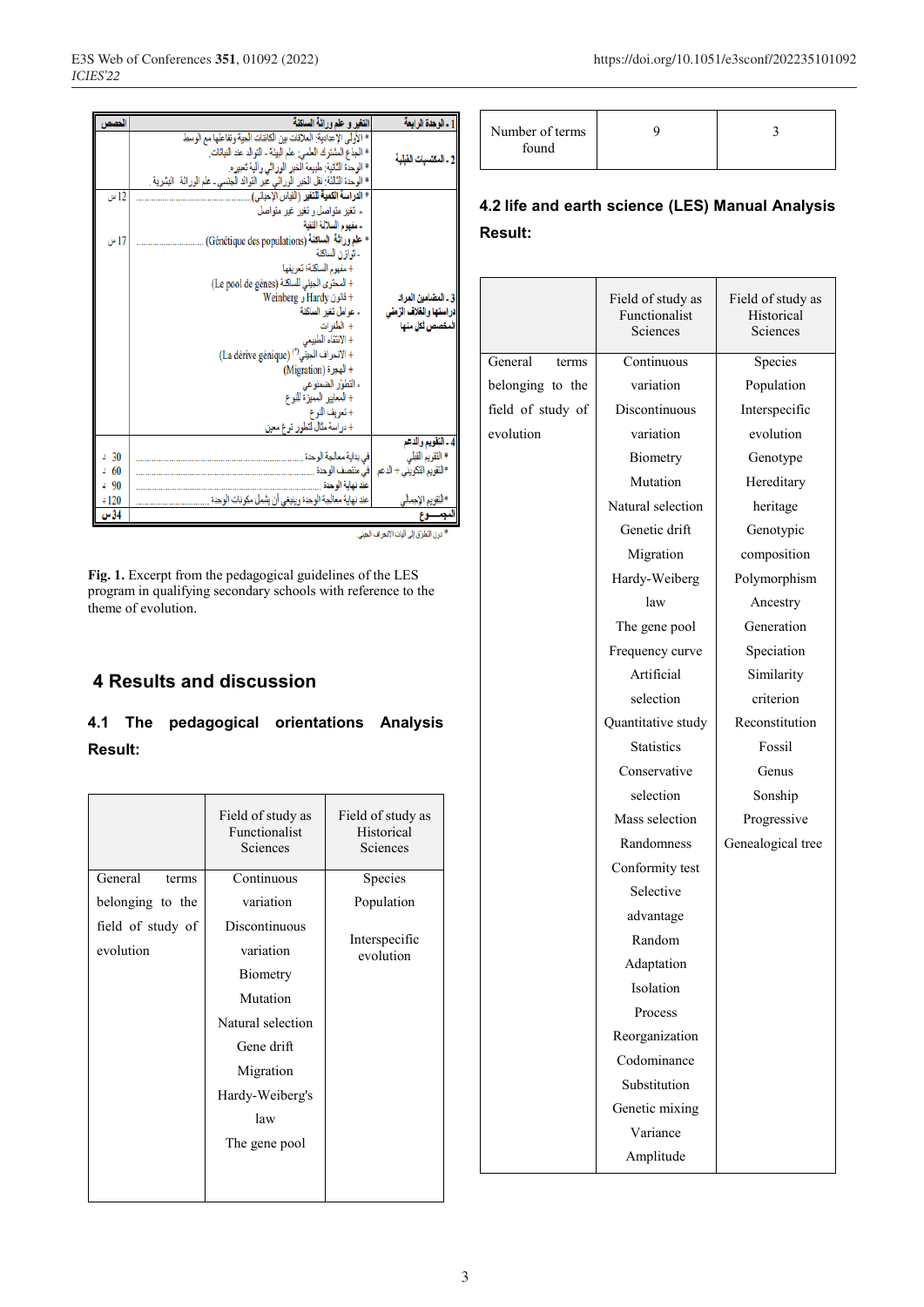| الحصص | التغير و علم وراثة الساكنة | 1 - الوحدة الرابعة |
|---|---|---|
| | * الأولى الإعدادية: العلاقات بين الكائنات الحية وتفاعلها مع الوسط<br>* الجذع المشترك العلمي: علم البيئة - التوالد عند النباتات.<br>* الوحدة الثانية: طبيعة الخبر الوراثي وآلية تعبيره.<br>* الوحدة الثالثة: نقل الخبر الوراثي عبر التوالد الجنسي - علم الوراثة البشرية | 2 - المكتسبات القبلية |
| 12 س<br><br><br>17 س | * الدراسة الكمية للتغير (القياس الإحيائي)..........<br>- تغير متواصل و تغير غير متواصل<br>- مفهوم السلالة النقية<br>* علم وراثة الساكنة (Génétique des populations) ..........<br>- توازن الساكنة<br>+ مفهوم الساكنة تعريفها<br>+ المحتوى الجيني للساكنة (Le pool de gènes)<br>+ قانون Hardy و Weinberg<br>- عوامل تغير الساكنة<br>+ الطفرات<br>+ الانتقاء الطبيعي<br>+ الانحراف الجيني (*) (La dérive génique)<br>+ الهجرة (Migration)<br>- التطور الضمنوعي<br>+ المعايير المميزة للنوع<br>+ تعريف النوع<br>+ دراسة مثال لتطور نوع معين | 3 - المضامين المراد دراستها والغلاف الزمني المخصص لكل منها |
| 30 د<br>60 د<br>90 د<br>120 د | في بداية معالجة الوحدة ..........<br>في منتصف الوحدة ..........<br>عند نهاية الوحدة ..........<br>عند نهاية معالجة الوحدة وينبغي أن يشمل مكونات الوحدة .......... | 4 - التقويم والدعم<br>* التقويم القبلي<br>*التقويم التكويني + الدعم<br><br>*التقويم الإجمالي |
| 34 س | | المجمـــوع |

* دون التطرق إلى آليات الانحراف الجيني

**Fig. 1.** Excerpt from the pedagogical guidelines of the LES program in qualifying secondary schools with reference to the theme of evolution.

## 4 Results and discussion

### 4.1 The pedagogical orientations Analysis Result:

| | Field of study as Functionalist Sciences | Field of study as Historical Sciences |
|---|---|---|
| General terms belonging to the field of study of evolution | Continuous variation<br>Discontinuous variation<br>Biometry<br>Mutation<br>Natural selection<br>Gene drift<br>Migration<br>Hardy-Weiberg's law<br>The gene pool | Species<br>Population<br>Interspecific evolution |
| Number of terms found | 9 | 3 |

### 4.2 life and earth science (LES) Manual Analysis Result:

| | Field of study as Functionalist Sciences | Field of study as Historical Sciences |
|---|---|---|
| General terms belonging to the field of study of evolution | Continuous variation<br>Discontinuous variation<br>Biometry<br>Mutation<br>Natural selection<br>Genetic drift<br>Migration<br>Hardy-Weiberg law<br>The gene pool<br>Frequency curve<br>Artificial selection<br>Quantitative study<br>Statistics<br>Conservative selection<br>Mass selection<br>Randomness<br>Conformity test<br>Selective advantage<br>Random<br>Adaptation<br>Isolation<br>Process<br>Reorganization<br>Codominance<br>Substitution<br>Genetic mixing<br>Variance<br>Amplitude | Species<br>Population<br>Interspecific evolution<br>Genotype<br>Hereditary heritage<br>Genotypic composition<br>Polymorphism<br>Ancestry<br>Generation<br>Speciation<br>Similarity criterion<br>Reconstitution<br>Fossil<br>Genus<br>Sonship<br>Progressive<br>Genealogical tree |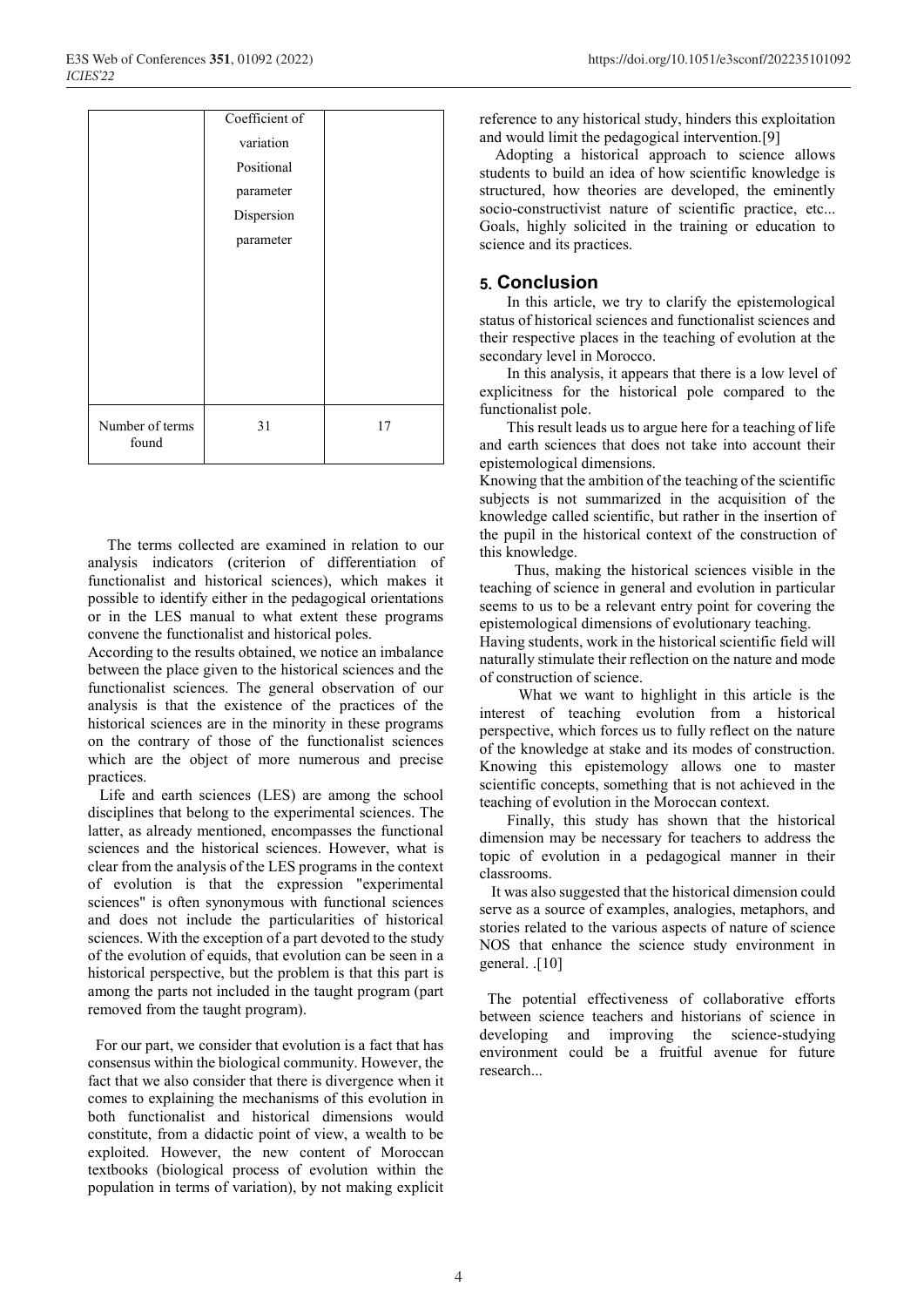| | Coefficient of variation Positional parameter Dispersion parameter | |
|---|---|---|
| Number of terms found | 31 | 17 |

The terms collected are examined in relation to our analysis indicators (criterion of differentiation of functionalist and historical sciences), which makes it possible to identify either in the pedagogical orientations or in the LES manual to what extent these programs convene the functionalist and historical poles.

According to the results obtained, we notice an imbalance between the place given to the historical sciences and the functionalist sciences. The general observation of our analysis is that the existence of the practices of the historical sciences are in the minority in these programs on the contrary of those of the functionalist sciences which are the object of more numerous and precise practices.

Life and earth sciences (LES) are among the school disciplines that belong to the experimental sciences. The latter, as already mentioned, encompasses the functional sciences and the historical sciences. However, what is clear from the analysis of the LES programs in the context of evolution is that the expression "experimental sciences" is often synonymous with functional sciences and does not include the particularities of historical sciences. With the exception of a part devoted to the study of the evolution of equids, that evolution can be seen in a historical perspective, but the problem is that this part is among the parts not included in the taught program (part removed from the taught program).

For our part, we consider that evolution is a fact that has consensus within the biological community. However, the fact that we also consider that there is divergence when it comes to explaining the mechanisms of this evolution in both functionalist and historical dimensions would constitute, from a didactic point of view, a wealth to be exploited. However, the new content of Moroccan textbooks (biological process of evolution within the population in terms of variation), by not making explicit reference to any historical study, hinders this exploitation and would limit the pedagogical intervention.[9]

Adopting a historical approach to science allows students to build an idea of how scientific knowledge is structured, how theories are developed, the eminently socio-constructivist nature of scientific practice, etc... Goals, highly solicited in the training or education to science and its practices.

## 5. Conclusion

In this article, we try to clarify the epistemological status of historical sciences and functionalist sciences and their respective places in the teaching of evolution at the secondary level in Morocco.

In this analysis, it appears that there is a low level of explicitness for the historical pole compared to the functionalist pole.

This result leads us to argue here for a teaching of life and earth sciences that does not take into account their epistemological dimensions.

Knowing that the ambition of the teaching of the scientific subjects is not summarized in the acquisition of the knowledge called scientific, but rather in the insertion of the pupil in the historical context of the construction of this knowledge.

Thus, making the historical sciences visible in the teaching of science in general and evolution in particular seems to us to be a relevant entry point for covering the epistemological dimensions of evolutionary teaching.

Having students, work in the historical scientific field will naturally stimulate their reflection on the nature and mode of construction of science.

What we want to highlight in this article is the interest of teaching evolution from a historical perspective, which forces us to fully reflect on the nature of the knowledge at stake and its modes of construction. Knowing this epistemology allows one to master scientific concepts, something that is not achieved in the teaching of evolution in the Moroccan context.

Finally, this study has shown that the historical dimension may be necessary for teachers to address the topic of evolution in a pedagogical manner in their classrooms.

It was also suggested that the historical dimension could serve as a source of examples, analogies, metaphors, and stories related to the various aspects of nature of science NOS that enhance the science study environment in general. .[10]

The potential effectiveness of collaborative efforts between science teachers and historians of science in developing and improving the science-studying environment could be a fruitful avenue for future research...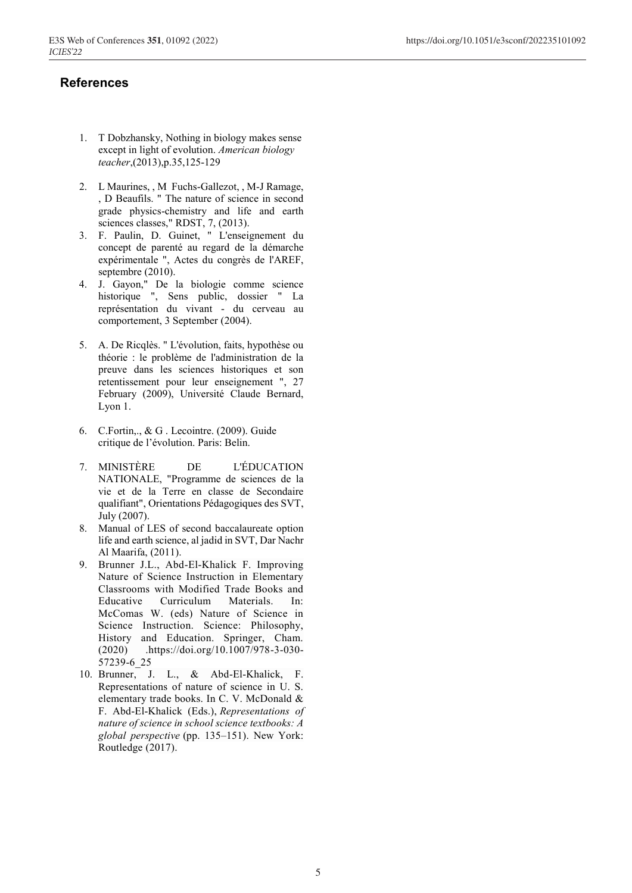## References

1. T Dobzhansky, Nothing in biology makes sense except in light of evolution. *American biology teacher*,(2013),p.35,125-129

2. L Maurines, , M Fuchs-Gallezot, , M-J Ramage, , D Beaufils. " The nature of science in second grade physics-chemistry and life and earth sciences classes," RDST, 7, (2013).
3. F. Paulin, D. Guinet, " L'enseignement du concept de parenté au regard de la démarche expérimentale ", Actes du congrès de l'AREF, septembre (2010).
4. J. Gayon," De la biologie comme science historique ", Sens public, dossier " La représentation du vivant - du cerveau au comportement, 3 September (2004).

5. A. De Ricqlès. " L'évolution, faits, hypothèse ou théorie : le problème de l'administration de la preuve dans les sciences historiques et son retentissement pour leur enseignement ", 27 February (2009), Université Claude Bernard, Lyon 1.

6. C.Fortin,., & G . Lecointre. (2009). Guide critique de l'évolution. Paris: Belin.

7. MINISTÈRE DE L'ÉDUCATION NATIONALE, "Programme de sciences de la vie et de la Terre en classe de Secondaire qualifiant", Orientations Pédagogiques des SVT, July (2007).
8. Manual of LES of second baccalaureate option life and earth science, al jadid in SVT, Dar Nachr Al Maarifa, (2011).
9. Brunner J.L., Abd-El-Khalick F. Improving Nature of Science Instruction in Elementary Classrooms with Modified Trade Books and Educative Curriculum Materials. In: McComas W. (eds) Nature of Science in Science Instruction. Science: Philosophy, History and Education. Springer, Cham. (2020) .https://doi.org/10.1007/978-3-030-57239-6_25
10. Brunner, J. L., & Abd-El-Khalick, F. Representations of nature of science in U. S. elementary trade books. In C. V. McDonald & F. Abd-El-Khalick (Eds.), *Representations of nature of science in school science textbooks: A global perspective* (pp. 135–151). New York: Routledge (2017).